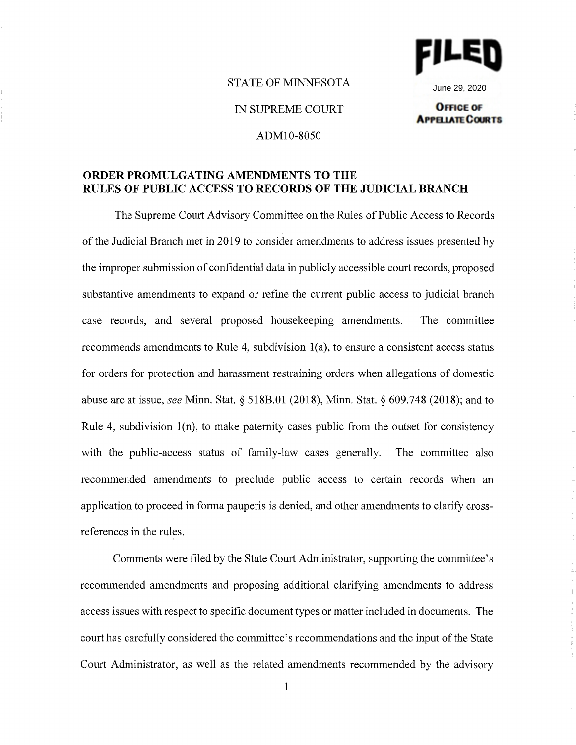FILED

June 29, 2020

OFFICE OF APPELLATE COURTS

STATE OF MINNESOTA

IN SUPREME COURT

ADM10-8050

**ORDER PROMULGATING AMENDMENTS TO THE RULES OF PUBLIC ACCESS TO RECORDS OF THE JUDICIAL BRANCH**

The Supreme Court Advisory Committee on the Rules of Public Access to Records of the Judicial Branch met in 2019 to consider amendments to address issues presented by the improper submission of confidential data in publicly accessible court records, proposed substantive amendments to expand or refine the current public access to judicial branch case records, and several proposed housekeeping amendments. The committee recommends amendments to Rule 4, subdivision 1(a), to ensure a consistent access status for orders for protection and harassment restraining orders when allegations of domestic abuse are at issue, *see* Minn. Stat. § 518B.01 (2018), Minn. Stat. § 609.748 (2018); and to Rule 4, subdivision 1(n), to make paternity cases public from the outset for consistency with the public-access status of family-law cases generally. The committee also recommended amendments to preclude public access to certain records when an application to proceed in forma pauperis is denied, and other amendments to clarify cross-references in the rules.

Comments were filed by the State Court Administrator, supporting the committee's recommended amendments and proposing additional clarifying amendments to address access issues with respect to specific document types or matter included in documents. The court has carefully considered the committee's recommendations and the input of the State Court Administrator, as well as the related amendments recommended by the advisory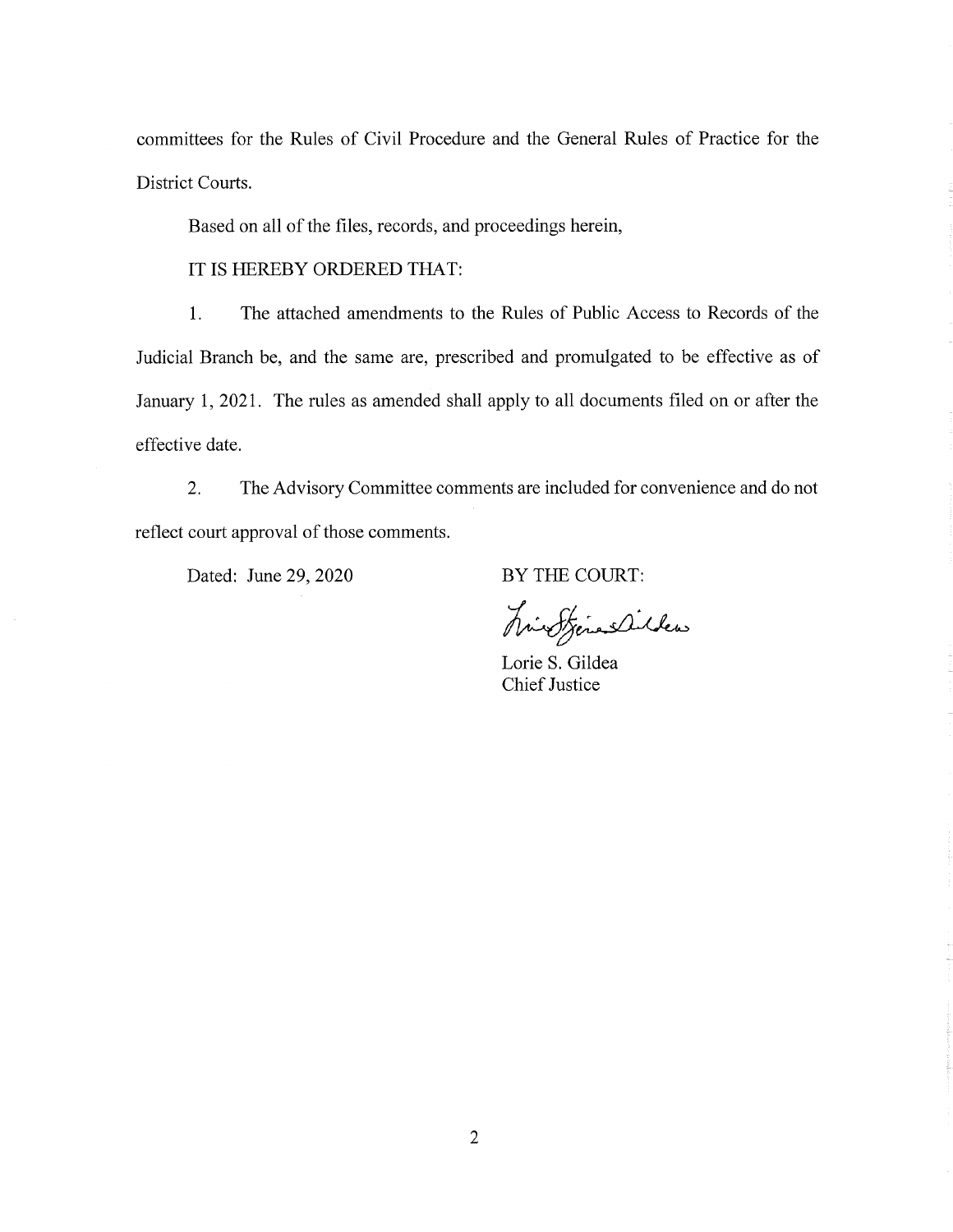committees for the Rules of Civil Procedure and the General Rules of Practice for the District Courts.

Based on all of the files, records, and proceedings herein,

IT IS HEREBY ORDERED THAT:

1. The attached amendments to the Rules of Public Access to Records of the Judicial Branch be, and the same are, prescribed and promulgated to be effective as of January 1, 2021. The rules as amended shall apply to all documents filed on or after the effective date.

2. The Advisory Committee comments are included for convenience and do not reflect court approval of those comments.

Dated: June 29, 2020

BY THE COURT:

Lorie S. Gildea
Chief Justice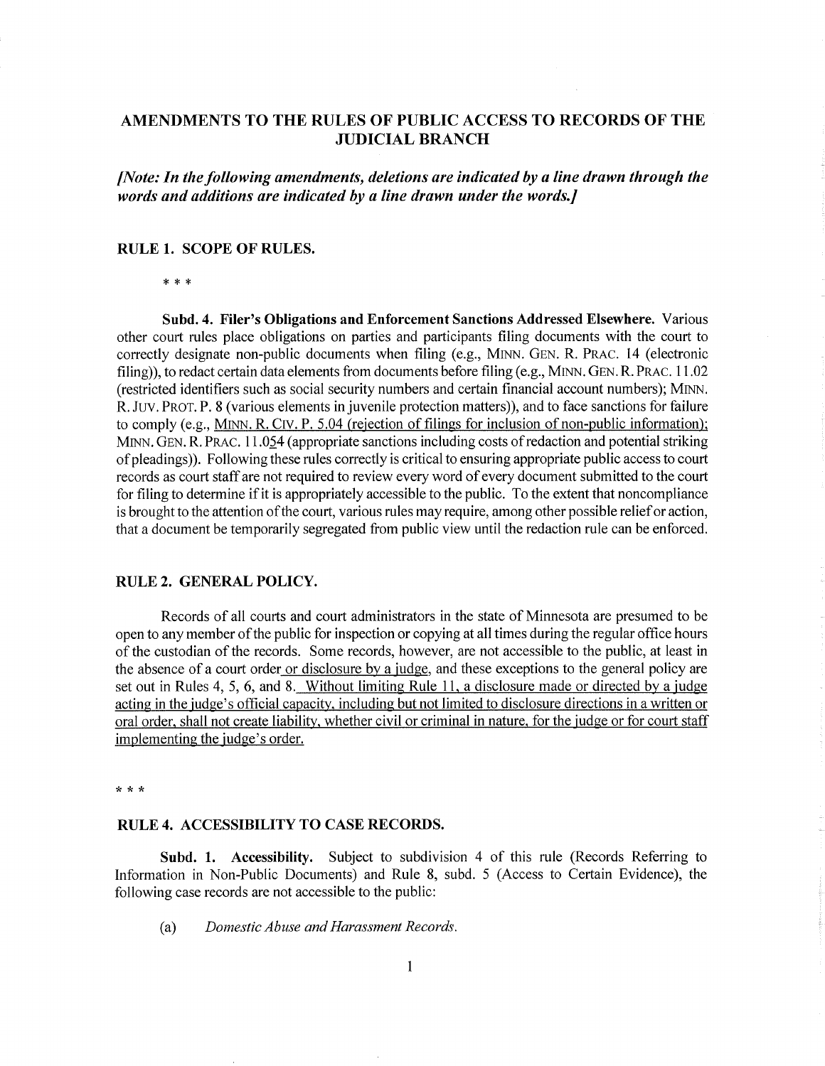# AMENDMENTS TO THE RULES OF PUBLIC ACCESS TO RECORDS OF THE JUDICIAL BRANCH

***[Note: In the following amendments, deletions are indicated by a line drawn through the words and additions are indicated by a line drawn under the words.]***

## RULE 1. SCOPE OF RULES.

\* \* \*

**Subd. 4. Filer's Obligations and Enforcement Sanctions Addressed Elsewhere.** Various other court rules place obligations on parties and participants filing documents with the court to correctly designate non-public documents when filing (e.g., MINN. GEN. R. PRAC. 14 (electronic filing)), to redact certain data elements from documents before filing (e.g., MINN. GEN. R. PRAC. 11.02 (restricted identifiers such as social security numbers and certain financial account numbers); MINN. R. JUV. PROT. P. 8 (various elements in juvenile protection matters)), and to face sanctions for failure to comply (e.g., <u>MINN. R. CIV. P. 5.04 (rejection of filings for inclusion of non-public information);</u> MINN. GEN. R. PRAC. 11.0<u>5</u>4 (appropriate sanctions including costs of redaction and potential striking of pleadings)). Following these rules correctly is critical to ensuring appropriate public access to court records as court staff are not required to review every word of every document submitted to the court for filing to determine if it is appropriately accessible to the public. To the extent that noncompliance is brought to the attention of the court, various rules may require, among other possible relief or action, that a document be temporarily segregated from public view until the redaction rule can be enforced.

## RULE 2. GENERAL POLICY.

Records of all courts and court administrators in the state of Minnesota are presumed to be open to any member of the public for inspection or copying at all times during the regular office hours of the custodian of the records. Some records, however, are not accessible to the public, at least in the absence of a court order<u> or disclosure by a judge</u>, and these exceptions to the general policy are set out in Rules 4, 5, 6, and 8.<u> Without limiting Rule 11, a disclosure made or directed by a judge acting in the judge's official capacity, including but not limited to disclosure directions in a written or oral order, shall not create liability, whether civil or criminal in nature, for the judge or for court staff implementing the judge's order.</u>

\* \* \*

## RULE 4. ACCESSIBILITY TO CASE RECORDS.

**Subd. 1. Accessibility.** Subject to subdivision 4 of this rule (Records Referring to Information in Non-Public Documents) and Rule 8, subd. 5 (Access to Certain Evidence), the following case records are not accessible to the public:

(a) *Domestic Abuse and Harassment Records.*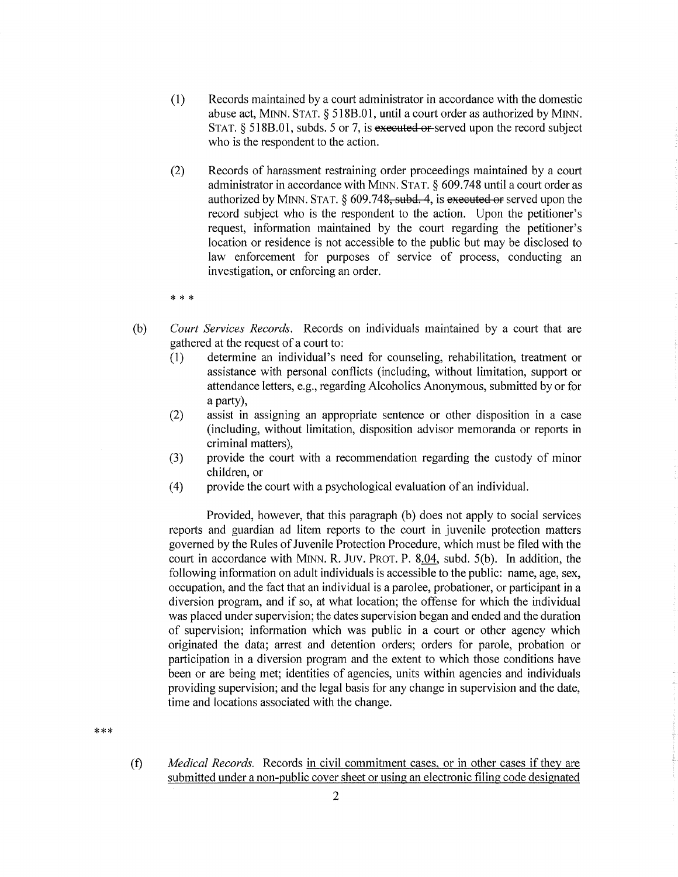(1) Records maintained by a court administrator in accordance with the domestic abuse act, MINN. STAT. § 518B.01, until a court order as authorized by MINN. STAT. § 518B.01, subds. 5 or 7, is ~~executed or~~ served upon the record subject who is the respondent to the action.

(2) Records of harassment restraining order proceedings maintained by a court administrator in accordance with MINN. STAT. § 609.748 until a court order as authorized by MINN. STAT. § 609.748~~, subd. 4~~, is ~~executed or~~ served upon the record subject who is the respondent to the action. Upon the petitioner's request, information maintained by the court regarding the petitioner's location or residence is not accessible to the public but may be disclosed to law enforcement for purposes of service of process, conducting an investigation, or enforcing an order.

\* \* \*

(b) *Court Services Records.* Records on individuals maintained by a court that are gathered at the request of a court to:

(1) determine an individual's need for counseling, rehabilitation, treatment or assistance with personal conflicts (including, without limitation, support or attendance letters, e.g., regarding Alcoholics Anonymous, submitted by or for a party),

(2) assist in assigning an appropriate sentence or other disposition in a case (including, without limitation, disposition advisor memoranda or reports in criminal matters),

(3) provide the court with a recommendation regarding the custody of minor children, or

(4) provide the court with a psychological evaluation of an individual.

Provided, however, that this paragraph (b) does not apply to social services reports and guardian ad litem reports to the court in juvenile protection matters governed by the Rules of Juvenile Protection Procedure, which must be filed with the court in accordance with MINN. R. JUV. PROT. P. 8<u>.04</u>, subd. 5(b). In addition, the following information on adult individuals is accessible to the public: name, age, sex, occupation, and the fact that an individual is a parolee, probationer, or participant in a diversion program, and if so, at what location; the offense for which the individual was placed under supervision; the dates supervision began and ended and the duration of supervision; information which was public in a court or other agency which originated the data; arrest and detention orders; orders for parole, probation or participation in a diversion program and the extent to which those conditions have been or are being met; identities of agencies, units within agencies and individuals providing supervision; and the legal basis for any change in supervision and the date, time and locations associated with the change.

\*\*\*

(f) *Medical Records.* Records <u>in civil commitment cases, or in other cases if they are submitted under a non-public cover sheet or using an electronic filing code designated</u>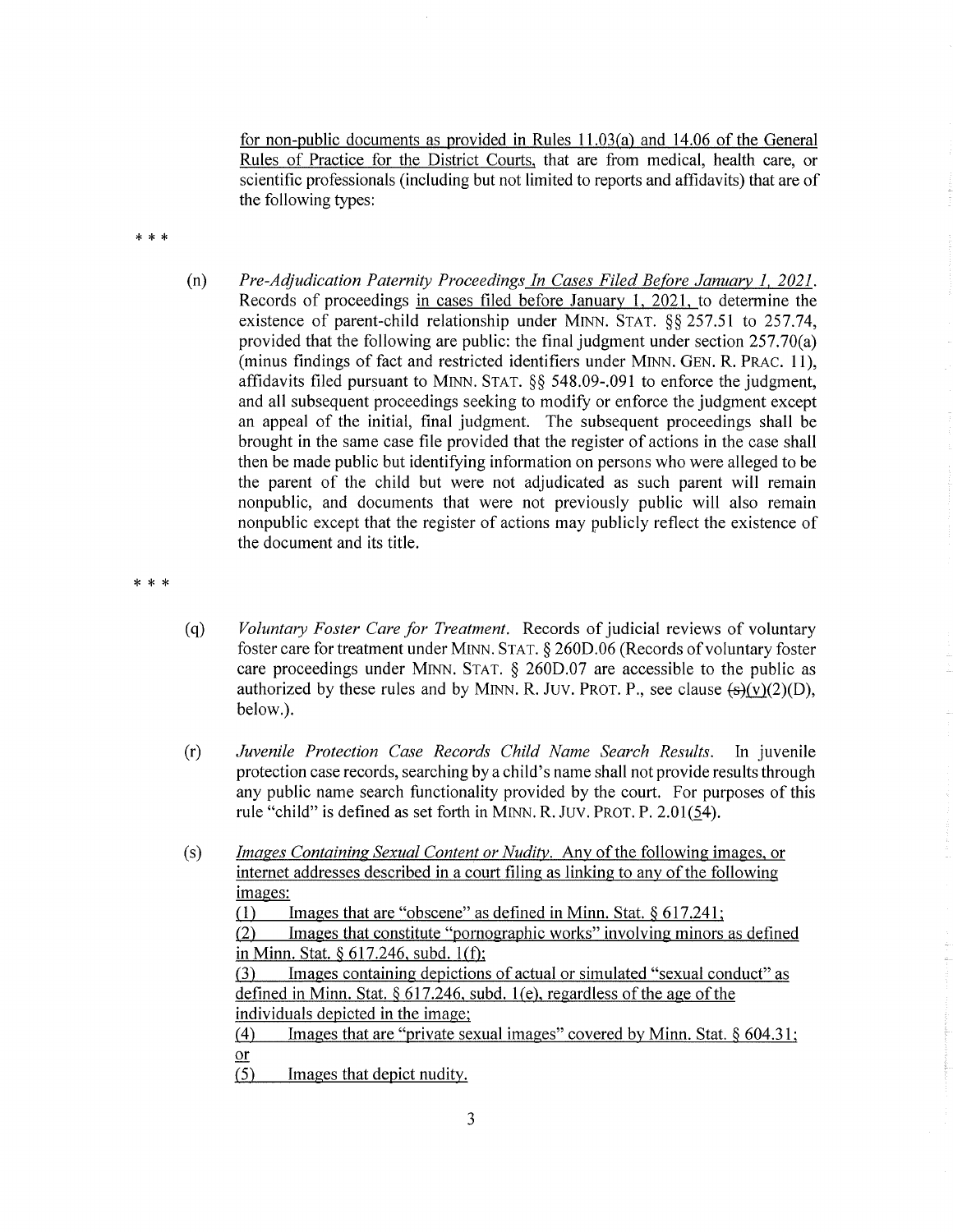for non-public documents as provided in Rules 11.03(a) and 14.06 of the General Rules of Practice for the District Courts, that are from medical, health care, or scientific professionals (including but not limited to reports and affidavits) that are of the following types:

\* \* \*

(n) *Pre-Adjudication Paternity Proceedings In Cases Filed Before January 1, 2021.* Records of proceedings in cases filed before January 1, 2021, to determine the existence of parent-child relationship under MINN. STAT. §§ 257.51 to 257.74, provided that the following are public: the final judgment under section 257.70(a) (minus findings of fact and restricted identifiers under MINN. GEN. R. PRAC. 11), affidavits filed pursuant to MINN. STAT. §§ 548.09-.091 to enforce the judgment, and all subsequent proceedings seeking to modify or enforce the judgment except an appeal of the initial, final judgment. The subsequent proceedings shall be brought in the same case file provided that the register of actions in the case shall then be made public but identifying information on persons who were alleged to be the parent of the child but were not adjudicated as such parent will remain nonpublic, and documents that were not previously public will also remain nonpublic except that the register of actions may publicly reflect the existence of the document and its title.

\* \* \*

(q) *Voluntary Foster Care for Treatment.* Records of judicial reviews of voluntary foster care for treatment under MINN. STAT. § 260D.06 (Records of voluntary foster care proceedings under MINN. STAT. § 260D.07 are accessible to the public as authorized by these rules and by MINN. R. JUV. PROT. P., see clause ~~(s)~~(v)(2)(D), below.).

(r) *Juvenile Protection Case Records Child Name Search Results.* In juvenile protection case records, searching by a child's name shall not provide results through any public name search functionality provided by the court. For purposes of this rule "child" is defined as set forth in MINN. R. JUV. PROT. P. 2.01(54).

(s) *Images Containing Sexual Content or Nudity.* Any of the following images, or internet addresses described in a court filing as linking to any of the following images:

(1) Images that are "obscene" as defined in Minn. Stat. § 617.241;

(2) Images that constitute "pornographic works" involving minors as defined in Minn. Stat. § 617.246, subd. 1(f);

(3) Images containing depictions of actual or simulated "sexual conduct" as defined in Minn. Stat. § 617.246, subd. 1(e), regardless of the age of the individuals depicted in the image;

(4) Images that are "private sexual images" covered by Minn. Stat. § 604.31; or

(5) Images that depict nudity.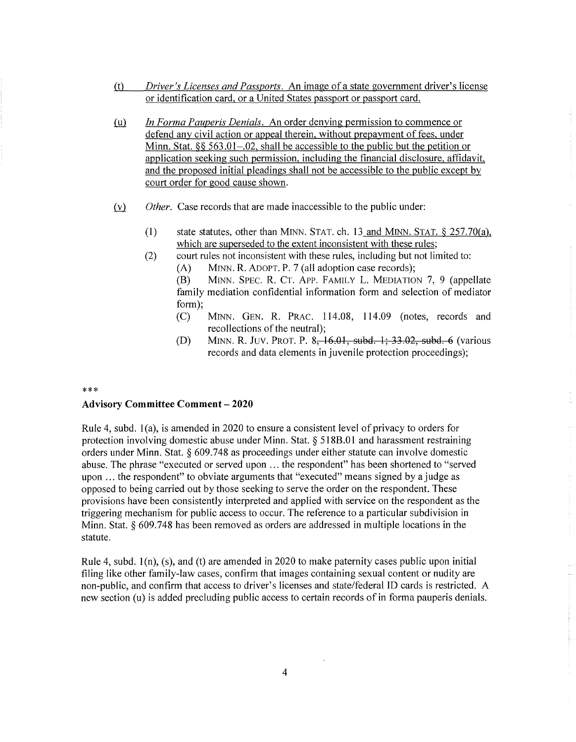(t) *Driver's Licenses and Passports.* An image of a state government driver's license or identification card, or a United States passport or passport card.

(u) *In Forma Pauperis Denials.* An order denying permission to commence or defend any civil action or appeal therein, without prepayment of fees, under Minn. Stat. §§ 563.01–.02, shall be accessible to the public but the petition or application seeking such permission, including the financial disclosure, affidavit, and the proposed initial pleadings shall not be accessible to the public except by court order for good cause shown.

(v) *Other.* Case records that are made inaccessible to the public under:

- (1) state statutes, other than MINN. STAT. ch. 13 and MINN. STAT. § 257.70(a), which are superseded to the extent inconsistent with these rules;
- (2) court rules not inconsistent with these rules, including but not limited to:
  - (A) MINN. R. ADOPT. P. 7 (all adoption case records);
  - (B) MINN. SPEC. R. CT. APP. FAMILY L. MEDIATION 7, 9 (appellate family mediation confidential information form and selection of mediator form);
  - (C) MINN. GEN. R. PRAC. 114.08, 114.09 (notes, records and recollections of the neutral);
  - (D) MINN. R. JUV. PROT. P. 8~~, 16.01, subd. 1; 33.02, subd. 6~~ (various records and data elements in juvenile protection proceedings);

\*\*\*

**Advisory Committee Comment – 2020**

Rule 4, subd. 1(a), is amended in 2020 to ensure a consistent level of privacy to orders for protection involving domestic abuse under Minn. Stat. § 518B.01 and harassment restraining orders under Minn. Stat. § 609.748 as proceedings under either statute can involve domestic abuse. The phrase "executed or served upon … the respondent" has been shortened to "served upon … the respondent" to obviate arguments that "executed" means signed by a judge as opposed to being carried out by those seeking to serve the order on the respondent. These provisions have been consistently interpreted and applied with service on the respondent as the triggering mechanism for public access to occur. The reference to a particular subdivision in Minn. Stat. § 609.748 has been removed as orders are addressed in multiple locations in the statute.

Rule 4, subd. 1(n), (s), and (t) are amended in 2020 to make paternity cases public upon initial filing like other family-law cases, confirm that images containing sexual content or nudity are non-public, and confirm that access to driver's licenses and state/federal ID cards is restricted. A new section (u) is added precluding public access to certain records of in forma pauperis denials.